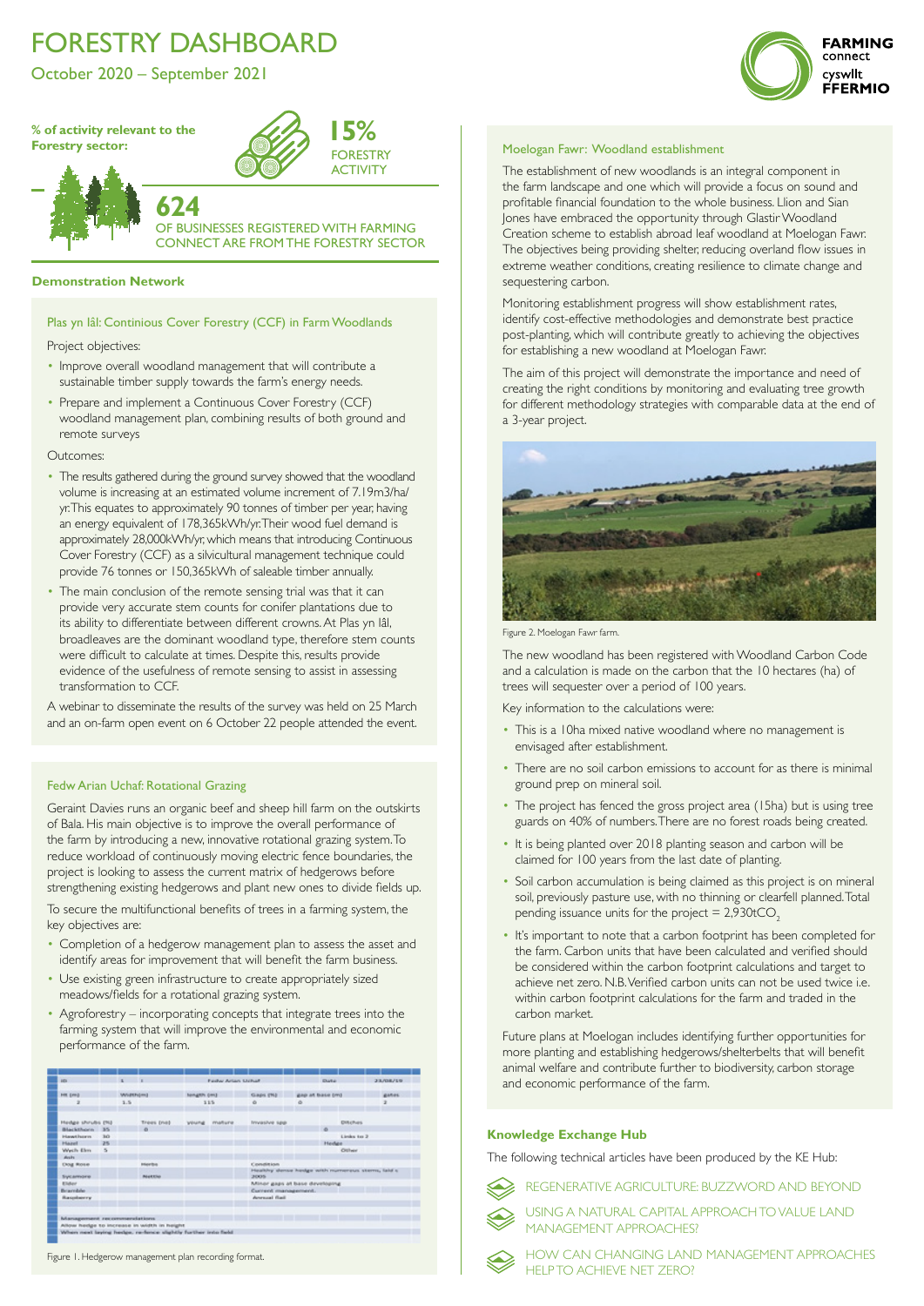# FORESTRY DASHBOARD

October 2020 – September 2021

**% of activity relevant to the Forestry sector:**

**15%** FORESTRY ACTIVITY

**624** OF BUSINESSES REGISTERED WITH FARMING CONNECT ARE FROM THE FORESTRY SECTOR

## Demonstration Network

### Plas yn Iâl: Continious Cover Forestry (CCF) in Farm Woodlands

Project objectives:

- Improve overall woodland management that will contribute a sustainable timber supply towards the farm's energy needs.
- Prepare and implement a Continuous Cover Forestry (CCF) woodland management plan, combining results of both ground and remote surveys

Outcomes:

- The results gathered during the ground survey showed that the woodland volume is increasing at an estimated volume increment of 7.19m3/ha/yr. This equates to approximately 90 tonnes of timber per year, having an energy equivalent of 178,365kWh/yr. Their wood fuel demand is approximately 28,000kWh/yr, which means that introducing Continuous Cover Forestry (CCF) as a silvicultural management technique could provide 76 tonnes or 150,365kWh of saleable timber annually.
- The main conclusion of the remote sensing trial was that it can provide very accurate stem counts for conifer plantations due to its ability to differentiate between different crowns. At Plas yn Iâl, broadleaves are the dominant woodland type, therefore stem counts were difficult to calculate at times. Despite this, results provide evidence of the usefulness of remote sensing to assist in assessing transformation to CCF.

A webinar to disseminate the results of the survey was held on 25 March and an on-farm open event on 6 October 22 people attended the event.

### Fedw Arian Uchaf: Rotational Grazing

Geraint Davies runs an organic beef and sheep hill farm on the outskirts of Bala. His main objective is to improve the overall performance of the farm by introducing a new, innovative rotational grazing system. To reduce workload of continuously moving electric fence boundaries, the project is looking to assess the current matrix of hedgerows before strengthening existing hedgerows and plant new ones to divide fields up.

To secure the multifunctional benefits of trees in a farming system, the key objectives are:

- Completion of a hedgerow management plan to assess the asset and identify areas for improvement that will benefit the farm business.
- Use existing green infrastructure to create appropriately sized meadows/fields for a rotational grazing system.
- Agroforestry – incorporating concepts that integrate trees into the farming system that will improve the environmental and economic performance of the farm.

Figure 1. Hedgerow management plan recording format.

### Moelogan Fawr: Woodland establishment

The establishment of new woodlands is an integral component in the farm landscape and one which will provide a focus on sound and profitable financial foundation to the whole business. Llion and Sian Jones have embraced the opportunity through Glastir Woodland Creation scheme to establish abroad leaf woodland at Moelogan Fawr. The objectives being providing shelter, reducing overland flow issues in extreme weather conditions, creating resilience to climate change and sequestering carbon.

Monitoring establishment progress will show establishment rates, identify cost-effective methodologies and demonstrate best practice post-planting, which will contribute greatly to achieving the objectives for establishing a new woodland at Moelogan Fawr.

The aim of this project will demonstrate the importance and need of creating the right conditions by monitoring and evaluating tree growth for different methodology strategies with comparable data at the end of a 3-year project.

Figure 2. Moelogan Fawr farm.

The new woodland has been registered with Woodland Carbon Code and a calculation is made on the carbon that the 10 hectares (ha) of trees will sequester over a period of 100 years.

Key information to the calculations were:

- This is a 10ha mixed native woodland where no management is envisaged after establishment.
- There are no soil carbon emissions to account for as there is minimal ground prep on mineral soil.
- The project has fenced the gross project area (15ha) but is using tree guards on 40% of numbers. There are no forest roads being created.
- It is being planted over 2018 planting season and carbon will be claimed for 100 years from the last date of planting.
- Soil carbon accumulation is being claimed as this project is on mineral soil, previously pasture use, with no thinning or clearfell planned. Total pending issuance units for the project = 2,930t$CO_2$
- It's important to note that a carbon footprint has been completed for the farm. Carbon units that have been calculated and verified should be considered within the carbon footprint calculations and target to achieve net zero. N.B. Verified carbon units can not be used twice i.e. within carbon footprint calculations for the farm and traded in the carbon market.

Future plans at Moelogan includes identifying further opportunities for more planting and establishing hedgerows/shelterbelts that will benefit animal welfare and contribute further to biodiversity, carbon storage and economic performance of the farm.

## Knowledge Exchange Hub

The following technical articles have been produced by the KE Hub:

- REGENERATIVE AGRICULTURE: BUZZWORD AND BEYOND
- USING A NATURAL CAPITAL APPROACH TO VALUE LAND MANAGEMENT APPROACHES?
- HOW CAN CHANGING LAND MANAGEMENT APPROACHES HELP TO ACHIEVE NET ZERO?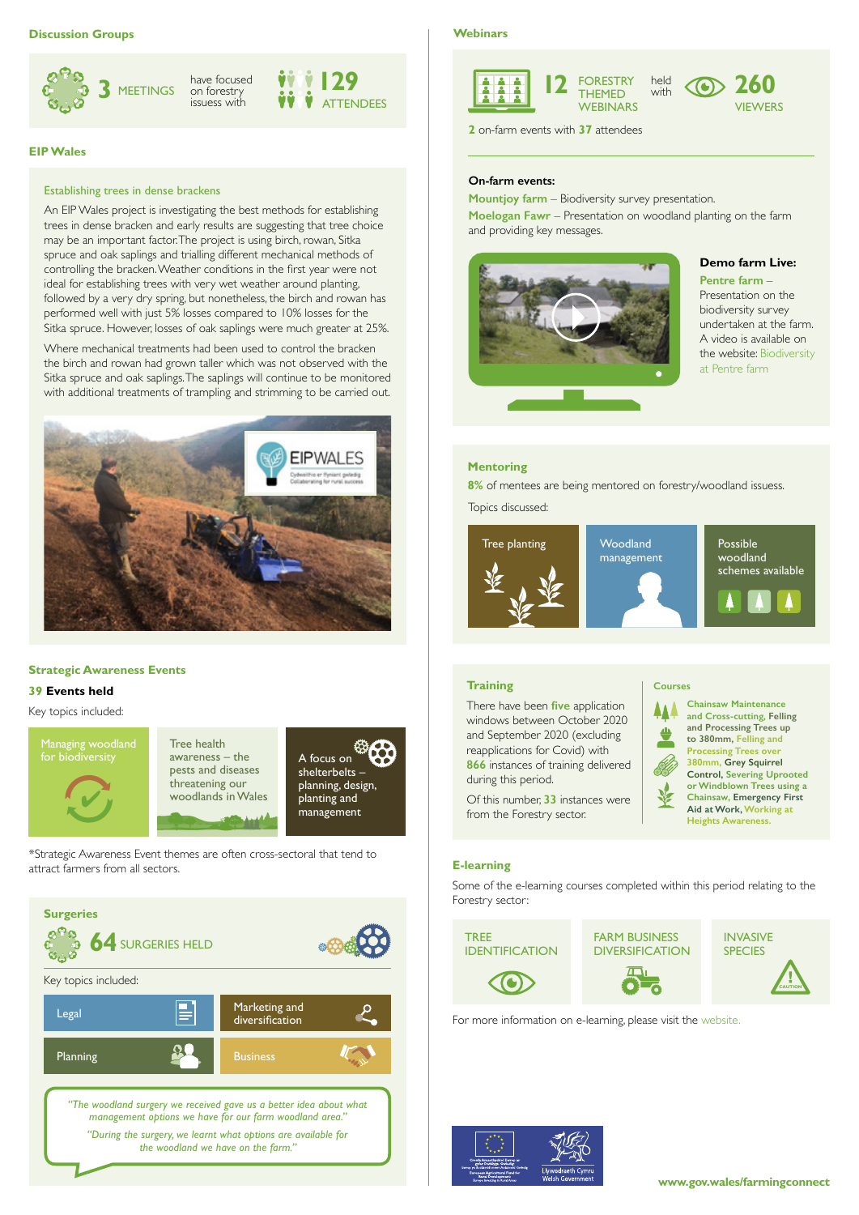## Discussion Groups

**3** MEETINGS have focused on forestry issuess with **129** ATTENDEES

## EIP Wales

### Establishing trees in dense brackens

An EIP Wales project is investigating the best methods for establishing trees in dense bracken and early results are suggesting that tree choice may be an important factor. The project is using birch, rowan, Sitka spruce and oak saplings and trialling different mechanical methods of controlling the bracken. Weather conditions in the first year were not ideal for establishing trees with very wet weather around planting, followed by a very dry spring, but nonetheless, the birch and rowan has performed well with just 5% losses compared to 10% losses for the Sitka spruce. However, losses of oak saplings were much greater at 25%.

Where mechanical treatments had been used to control the bracken the birch and rowan had grown taller which was not observed with the Sitka spruce and oak saplings. The saplings will continue to be monitored with additional treatments of trampling and strimming to be carried out.

EIPWALES
Cydweithio er ffyniant gwledig
Collaborating for rural success

## Strategic Awareness Events

**39 Events held**

Key topics included:

- Managing woodland for biodiversity
- Tree health awareness – the pests and diseases threatening our woodlands in Wales
- A focus on shelterbelts – planning, design, planting and management

*Strategic Awareness Event themes are often cross-sectoral that tend to attract farmers from all sectors.

## Surgeries

**64** SURGERIES HELD

Key topics included:

- Legal
- Marketing and diversification
- Planning
- Business

*"The woodland surgery we received gave us a better idea about what management options we have for our farm woodland area."*

*"During the surgery, we learnt what options are available for the woodland we have on the farm."*

## Webinars

**12** FORESTRY THEMED WEBINARS held with **260** VIEWERS

**2** on-farm events with **37** attendees

**On-farm events:**

**Mountjoy farm** – Biodiversity survey presentation.

**Moelogan Fawr** – Presentation on woodland planting on the farm and providing key messages.

**Demo farm Live:**

**Pentre farm** – Presentation on the biodiversity survey undertaken at the farm. A video is available on the website: Biodiversity at Pentre farm

## Mentoring

**8%** of mentees are being mentored on forestry/woodland issuess.

Topics discussed:

- Tree planting
- Woodland management
- Possible woodland schemes available

## Training

There have been **five** application windows between October 2020 and September 2020 (excluding reapplications for Covid) with **866** instances of training delivered during this period.

Of this number, **33** instances were from the Forestry sector.

**Courses**

Chainsaw Maintenance and Cross-cutting, **Felling and Processing Trees up to 380mm,** Felling and Processing Trees over 380mm, **Grey Squirrel Control,** Severing Uprooted or Windblown Trees using a Chainsaw, **Emergency First Aid at Work,** Working at Heights Awareness.

## E-learning

Some of the e-learning courses completed within this period relating to the Forestry sector:

- TREE IDENTIFICATION
- FARM BUSINESS DIVERSIFICATION
- INVASIVE SPECIES

For more information on e-learning, please visit the website.

Llywodraeth Cymru
Welsh Government

www.gov.wales/farmingconnect